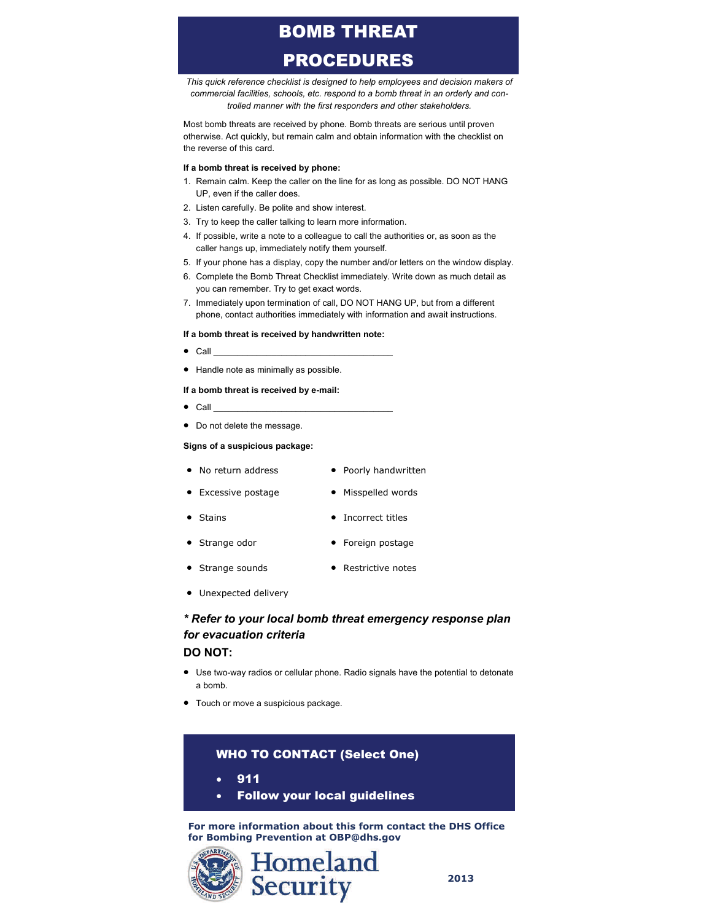# BOMB THREAT PROCEDURES

*This quick reference checklist is designed to help employees and decision makers of commercial facilities, schools, etc. respond to a bomb threat in an orderly and controlled manner with the first responders and other stakeholders.*

Most bomb threats are received by phone. Bomb threats are serious until proven otherwise. Act quickly, but remain calm and obtain information with the checklist on the reverse of this card.

**If a bomb threat is received by phone:**

1. Remain calm. Keep the caller on the line for as long as possible. DO NOT HANG UP, even if the caller does.
2. Listen carefully. Be polite and show interest.
3. Try to keep the caller talking to learn more information.
4. If possible, write a note to a colleague to call the authorities or, as soon as the caller hangs up, immediately notify them yourself.
5. If your phone has a display, copy the number and/or letters on the window display.
6. Complete the Bomb Threat Checklist immediately. Write down as much detail as you can remember. Try to get exact words.
7. Immediately upon termination of call, DO NOT HANG UP, but from a different phone, contact authorities immediately with information and await instructions.

**If a bomb threat is received by handwritten note:**

- Call ___________________________________
- Handle note as minimally as possible.

**If a bomb threat is received by e-mail:**

- Call ___________________________________
- Do not delete the message.

**Signs of a suspicious package:**

- No return address
- Excessive postage
- Stains
- Strange odor
- Strange sounds
- Unexpected delivery
- Poorly handwritten
- Misspelled words
- Incorrect titles
- Foreign postage
- Restrictive notes

***\* Refer to your local bomb threat emergency response plan for evacuation criteria***

**DO NOT:**

- Use two-way radios or cellular phone. Radio signals have the potential to detonate a bomb.
- Touch or move a suspicious package.

**WHO TO CONTACT (Select One)**

- **911**
- **Follow your local guidelines**

**For more information about this form contact the DHS Office for Bombing Prevention at OBP@dhs.gov**

Homeland Security

**2013**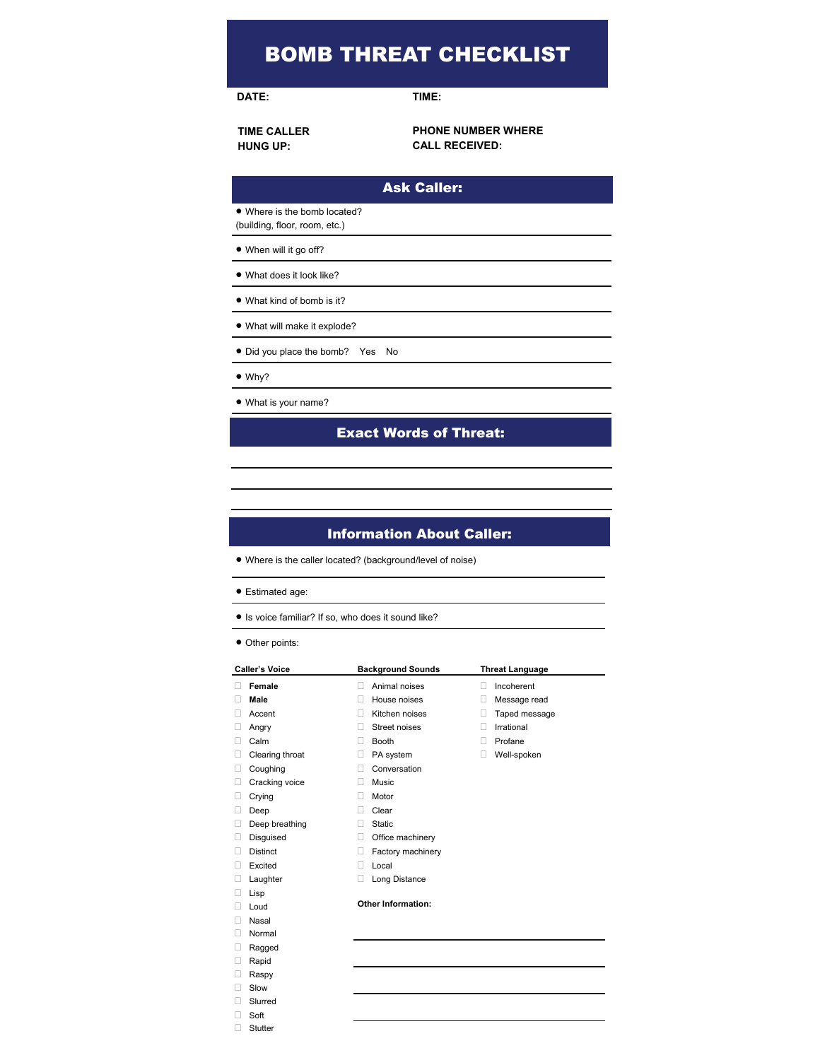# BOMB THREAT CHECKLIST

**DATE:**

**TIME:**

**TIME CALLER HUNG UP:**

**PHONE NUMBER WHERE CALL RECEIVED:**

## Ask Caller:

- Where is the bomb located? (building, floor, room, etc.)
- When will it go off?
- What does it look like?
- What kind of bomb is it?
- What will make it explode?
- Did you place the bomb? Yes No
- Why?
- What is your name?

## Exact Words of Threat:

## Information About Caller:

- Where is the caller located? (background/level of noise)
- Estimated age:
- Is voice familiar? If so, who does it sound like?
- Other points:

**Caller's Voice**

- ☐ **Female**
- ☐ **Male**
- ☐ Accent
- ☐ Angry
- ☐ Calm
- ☐ Clearing throat
- ☐ Coughing
- ☐ Cracking voice
- ☐ Crying
- ☐ Deep
- ☐ Deep breathing
- ☐ Disguised
- ☐ Distinct
- ☐ Excited
- ☐ Laughter
- ☐ Lisp
- ☐ Loud
- ☐ Nasal
- ☐ Normal
- ☐ Ragged
- ☐ Rapid
- ☐ Raspy
- ☐ Slow
- ☐ Slurred
- ☐ Soft
- ☐ Stutter

**Background Sounds**

- ☐ Animal noises
- ☐ House noises
- ☐ Kitchen noises
- ☐ Street noises
- ☐ Booth
- ☐ PA system
- ☐ Conversation
- ☐ Music
- ☐ Motor
- ☐ Clear
- ☐ Static
- ☐ Office machinery
- ☐ Factory machinery
- ☐ Local
- ☐ Long Distance

**Other Information:**

**Threat Language**

- ☐ Incoherent
- ☐ Message read
- ☐ Taped message
- ☐ Irrational
- ☐ Profane
- ☐ Well-spoken